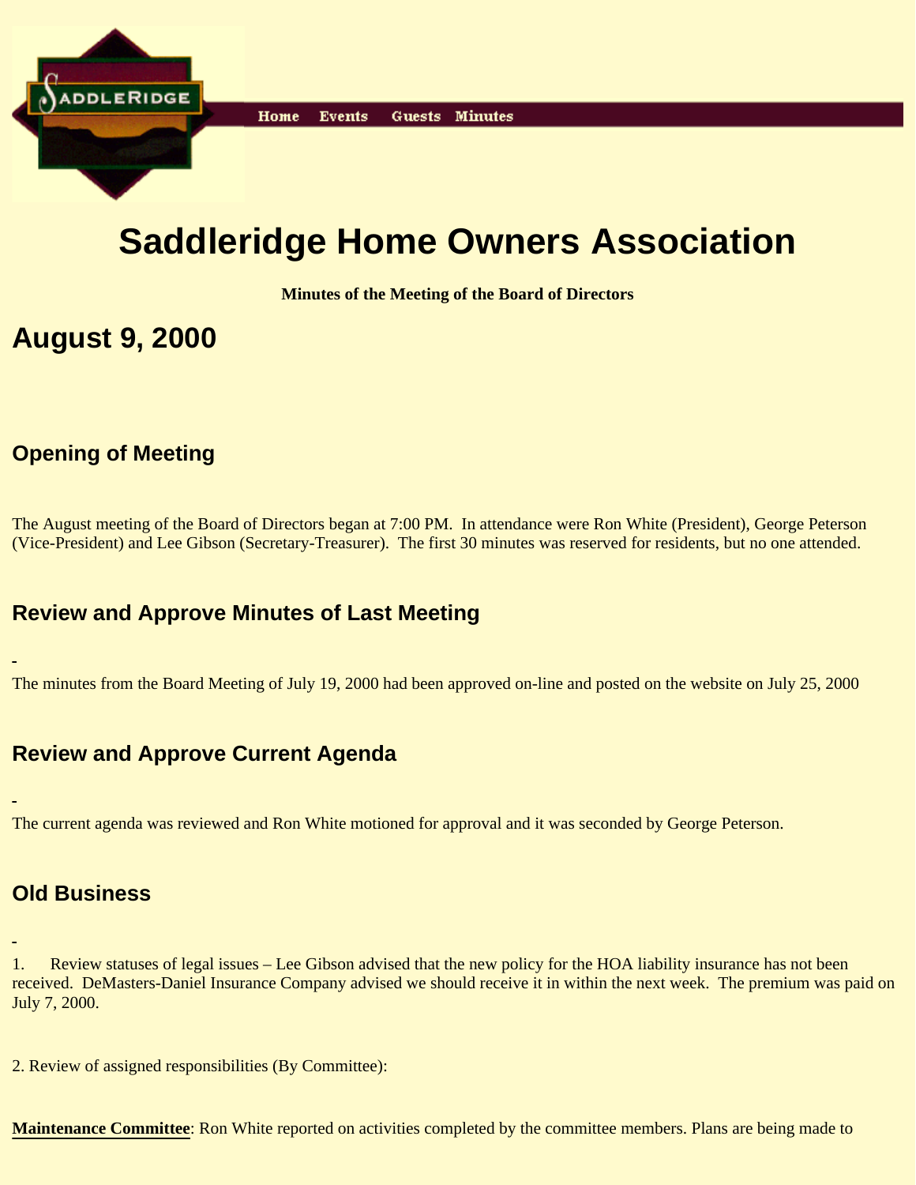Home Events Guests Minutes

# Saddleridge Home Owners Association

**Minutes of the Meeting of the Board of Directors**

## August 9, 2000

### Opening of Meeting

The August meeting of the Board of Directors began at 7:00 PM. In attendance were Ron White (President), George Peterson (Vice-President) and Lee Gibson (Secretary-Treasurer). The first 30 minutes was reserved for residents, but no one attended.

### Review and Approve Minutes of Last Meeting

-

The minutes from the Board Meeting of July 19, 2000 had been approved on-line and posted on the website on July 25, 2000

### Review and Approve Current Agenda

-

The current agenda was reviewed and Ron White motioned for approval and it was seconded by George Peterson.

### Old Business

-

1. Review statuses of legal issues – Lee Gibson advised that the new policy for the HOA liability insurance has not been received. DeMasters-Daniel Insurance Company advised we should receive it in within the next week. The premium was paid on July 7, 2000.

2. Review of assigned responsibilities (By Committee):

**Maintenance Committee**: Ron White reported on activities completed by the committee members. Plans are being made to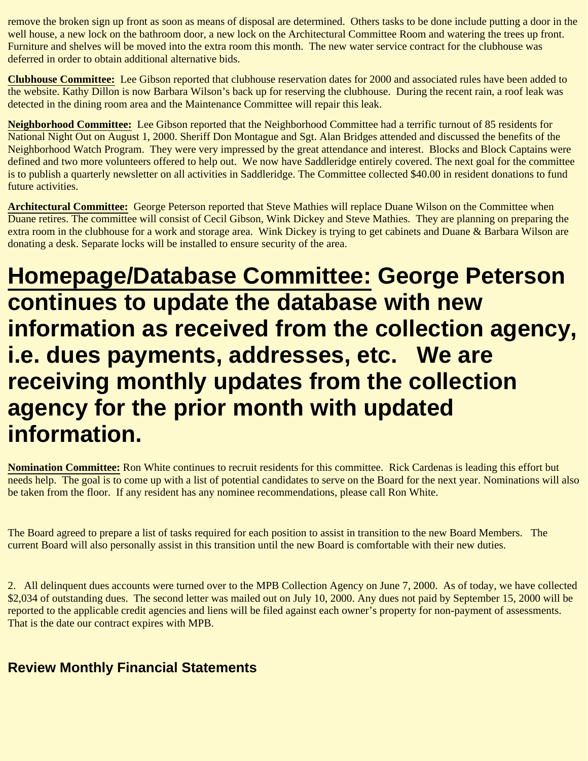remove the broken sign up front as soon as means of disposal are determined. Others tasks to be done include putting a door in the well house, a new lock on the bathroom door, a new lock on the Architectural Committee Room and watering the trees up front. Furniture and shelves will be moved into the extra room this month. The new water service contract for the clubhouse was deferred in order to obtain additional alternative bids.

**Clubhouse Committee:** Lee Gibson reported that clubhouse reservation dates for 2000 and associated rules have been added to the website. Kathy Dillon is now Barbara Wilson's back up for reserving the clubhouse. During the recent rain, a roof leak was detected in the dining room area and the Maintenance Committee will repair this leak.

**Neighborhood Committee:** Lee Gibson reported that the Neighborhood Committee had a terrific turnout of 85 residents for National Night Out on August 1, 2000. Sheriff Don Montague and Sgt. Alan Bridges attended and discussed the benefits of the Neighborhood Watch Program. They were very impressed by the great attendance and interest. Blocks and Block Captains were defined and two more volunteers offered to help out. We now have Saddleridge entirely covered. The next goal for the committee is to publish a quarterly newsletter on all activities in Saddleridge. The Committee collected $40.00 in resident donations to fund future activities.

**Architectural Committee:** George Peterson reported that Steve Mathies will replace Duane Wilson on the Committee when Duane retires. The committee will consist of Cecil Gibson, Wink Dickey and Steve Mathies. They are planning on preparing the extra room in the clubhouse for a work and storage area. Wink Dickey is trying to get cabinets and Duane & Barbara Wilson are donating a desk. Separate locks will be installed to ensure security of the area.

**Homepage/Database Committee: George Peterson continues to update the database with new information as received from the collection agency, i.e. dues payments, addresses, etc. We are receiving monthly updates from the collection agency for the prior month with updated information.**

**Nomination Committee:** Ron White continues to recruit residents for this committee. Rick Cardenas is leading this effort but needs help. The goal is to come up with a list of potential candidates to serve on the Board for the next year. Nominations will also be taken from the floor. If any resident has any nominee recommendations, please call Ron White.

The Board agreed to prepare a list of tasks required for each position to assist in transition to the new Board Members. The current Board will also personally assist in this transition until the new Board is comfortable with their new duties.

2. All delinquent dues accounts were turned over to the MPB Collection Agency on June 7, 2000. As of today, we have collected $2,034 of outstanding dues. The second letter was mailed out on July 10, 2000. Any dues not paid by September 15, 2000 will be reported to the applicable credit agencies and liens will be filed against each owner's property for non-payment of assessments. That is the date our contract expires with MPB.

**Review Monthly Financial Statements**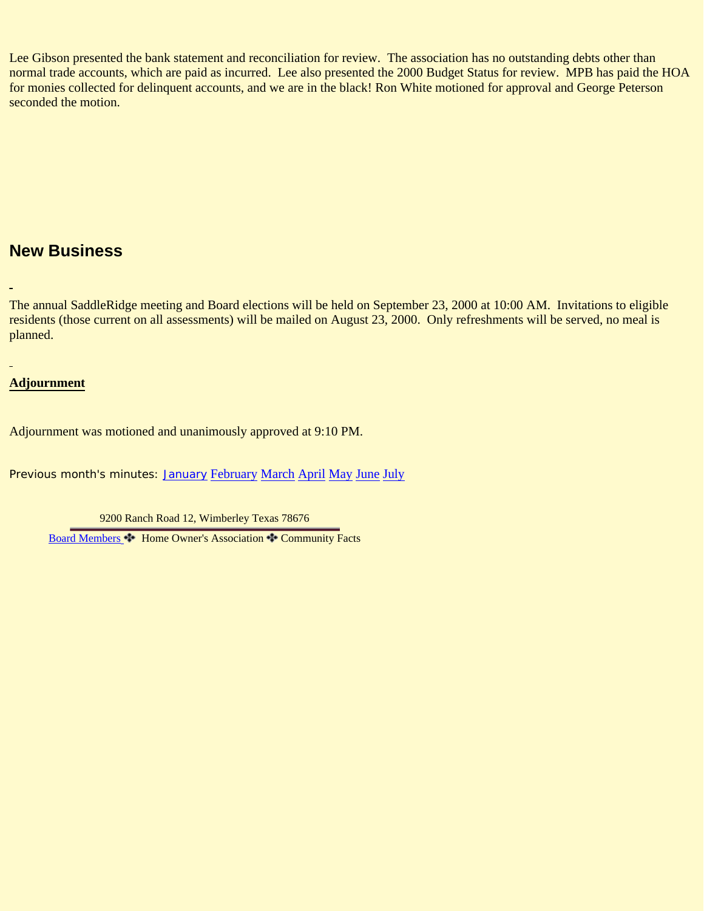Lee Gibson presented the bank statement and reconciliation for review. The association has no outstanding debts other than normal trade accounts, which are paid as incurred. Lee also presented the 2000 Budget Status for review. MPB has paid the HOA for monies collected for delinquent accounts, and we are in the black! Ron White motioned for approval and George Peterson seconded the motion.

## New Business

The annual SaddleRidge meeting and Board elections will be held on September 23, 2000 at 10:00 AM. Invitations to eligible residents (those current on all assessments) will be mailed on August 23, 2000. Only refreshments will be served, no meal is planned.

**Adjournment**

Adjournment was motioned and unanimously approved at 9:10 PM.

Previous month's minutes: January February March April May June July

9200 Ranch Road 12, Wimberley Texas 78676

Board Members ✣ Home Owner's Association ✣ Community Facts